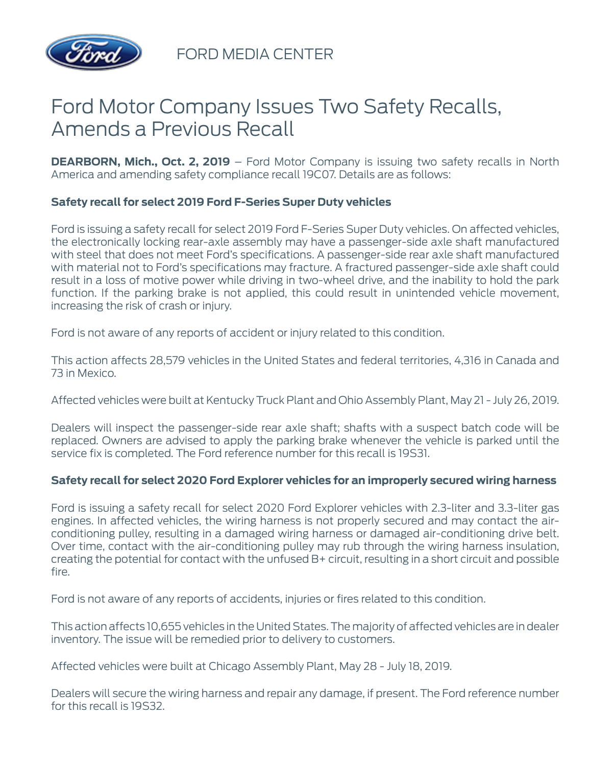FORD MEDIA CENTER

# Ford Motor Company Issues Two Safety Recalls, Amends a Previous Recall

**DEARBORN, Mich., Oct. 2, 2019** – Ford Motor Company is issuing two safety recalls in North America and amending safety compliance recall 19C07. Details are as follows:

**Safety recall for select 2019 Ford F-Series Super Duty vehicles**

Ford is issuing a safety recall for select 2019 Ford F-Series Super Duty vehicles. On affected vehicles, the electronically locking rear-axle assembly may have a passenger-side axle shaft manufactured with steel that does not meet Ford's specifications. A passenger-side rear axle shaft manufactured with material not to Ford's specifications may fracture. A fractured passenger-side axle shaft could result in a loss of motive power while driving in two-wheel drive, and the inability to hold the park function. If the parking brake is not applied, this could result in unintended vehicle movement, increasing the risk of crash or injury.

Ford is not aware of any reports of accident or injury related to this condition.

This action affects 28,579 vehicles in the United States and federal territories, 4,316 in Canada and 73 in Mexico.

Affected vehicles were built at Kentucky Truck Plant and Ohio Assembly Plant, May 21 - July 26, 2019.

Dealers will inspect the passenger-side rear axle shaft; shafts with a suspect batch code will be replaced. Owners are advised to apply the parking brake whenever the vehicle is parked until the service fix is completed. The Ford reference number for this recall is 19S31.

**Safety recall for select 2020 Ford Explorer vehicles for an improperly secured wiring harness**

Ford is issuing a safety recall for select 2020 Ford Explorer vehicles with 2.3-liter and 3.3-liter gas engines. In affected vehicles, the wiring harness is not properly secured and may contact the air-conditioning pulley, resulting in a damaged wiring harness or damaged air-conditioning drive belt. Over time, contact with the air-conditioning pulley may rub through the wiring harness insulation, creating the potential for contact with the unfused B+ circuit, resulting in a short circuit and possible fire.

Ford is not aware of any reports of accidents, injuries or fires related to this condition.

This action affects 10,655 vehicles in the United States. The majority of affected vehicles are in dealer inventory. The issue will be remedied prior to delivery to customers.

Affected vehicles were built at Chicago Assembly Plant, May 28 - July 18, 2019.

Dealers will secure the wiring harness and repair any damage, if present. The Ford reference number for this recall is 19S32.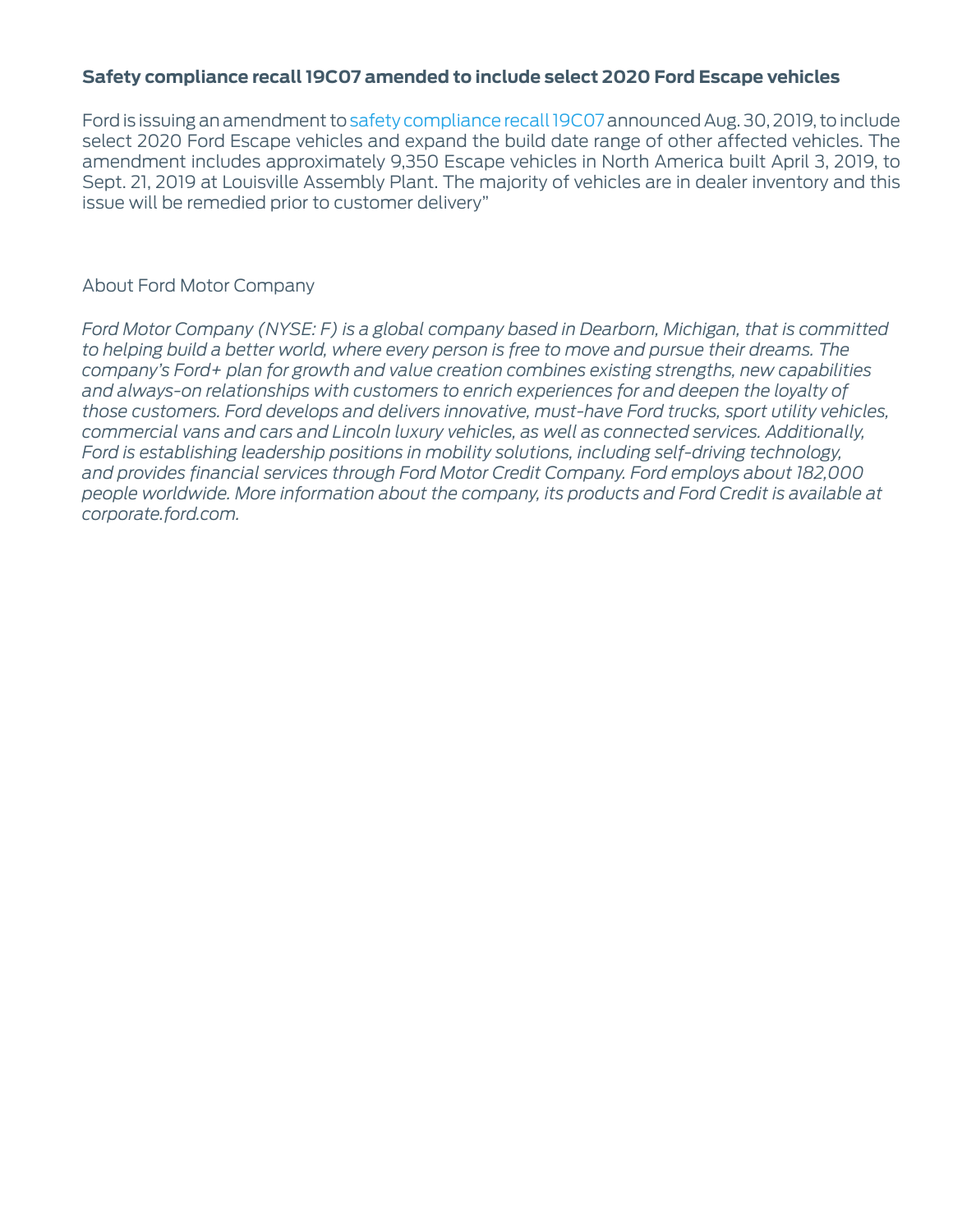**Safety compliance recall 19C07 amended to include select 2020 Ford Escape vehicles**

Ford is issuing an amendment to safety compliance recall 19C07 announced Aug. 30, 2019, to include select 2020 Ford Escape vehicles and expand the build date range of other affected vehicles. The amendment includes approximately 9,350 Escape vehicles in North America built April 3, 2019, to Sept. 21, 2019 at Louisville Assembly Plant. The majority of vehicles are in dealer inventory and this issue will be remedied prior to customer delivery"

About Ford Motor Company

*Ford Motor Company (NYSE: F) is a global company based in Dearborn, Michigan, that is committed to helping build a better world, where every person is free to move and pursue their dreams. The company's Ford+ plan for growth and value creation combines existing strengths, new capabilities and always-on relationships with customers to enrich experiences for and deepen the loyalty of those customers. Ford develops and delivers innovative, must-have Ford trucks, sport utility vehicles, commercial vans and cars and Lincoln luxury vehicles, as well as connected services. Additionally, Ford is establishing leadership positions in mobility solutions, including self-driving technology, and provides financial services through Ford Motor Credit Company. Ford employs about 182,000 people worldwide. More information about the company, its products and Ford Credit is available at corporate.ford.com.*